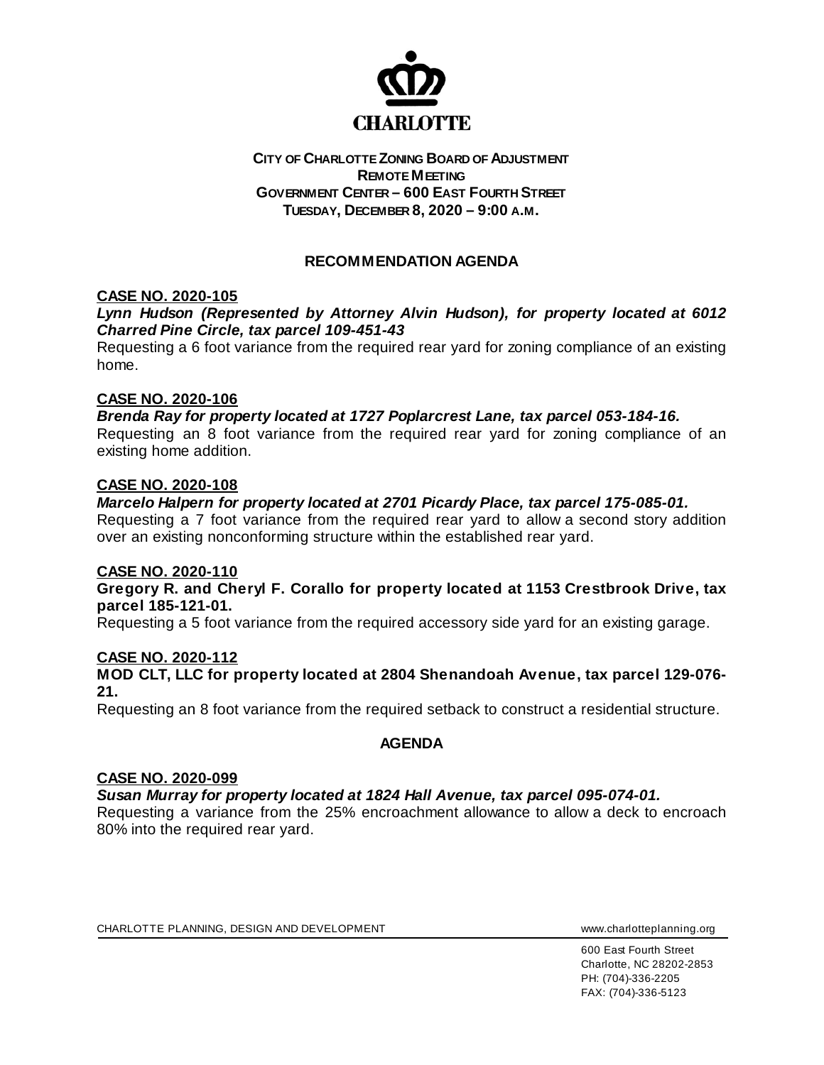**CHARLOTTE**

**CITY OF CHARLOTTE ZONING BOARD OF ADJUSTMENT**
**REMOTE MEETING**
**GOVERNMENT CENTER – 600 EAST FOURTH STREET**
**TUESDAY, DECEMBER 8, 2020 – 9:00 A.M.**

## RECOMMENDATION AGENDA

**CASE NO. 2020-105**

***Lynn Hudson (Represented by Attorney Alvin Hudson), for property located at 6012 Charred Pine Circle, tax parcel 109-451-43***

Requesting a 6 foot variance from the required rear yard for zoning compliance of an existing home.

**CASE NO. 2020-106**

***Brenda Ray for property located at 1727 Poplarcrest Lane, tax parcel 053-184-16.***

Requesting an 8 foot variance from the required rear yard for zoning compliance of an existing home addition.

**CASE NO. 2020-108**

***Marcelo Halpern for property located at 2701 Picardy Place, tax parcel 175-085-01.***

Requesting a 7 foot variance from the required rear yard to allow a second story addition over an existing nonconforming structure within the established rear yard.

**CASE NO. 2020-110**

**Gregory R. and Cheryl F. Corallo for property located at 1153 Crestbrook Drive, tax parcel 185-121-01.**

Requesting a 5 foot variance from the required accessory side yard for an existing garage.

**CASE NO. 2020-112**

**MOD CLT, LLC for property located at 2804 Shenandoah Avenue, tax parcel 129-076-21.**

Requesting an 8 foot variance from the required setback to construct a residential structure.

## AGENDA

**CASE NO. 2020-099**

***Susan Murray for property located at 1824 Hall Avenue, tax parcel 095-074-01.***

Requesting a variance from the 25% encroachment allowance to allow a deck to encroach 80% into the required rear yard.

CHARLOTTE PLANNING, DESIGN AND DEVELOPMENT www.charlotteplanning.org

600 East Fourth Street
Charlotte, NC 28202-2853
PH: (704)-336-2205
FAX: (704)-336-5123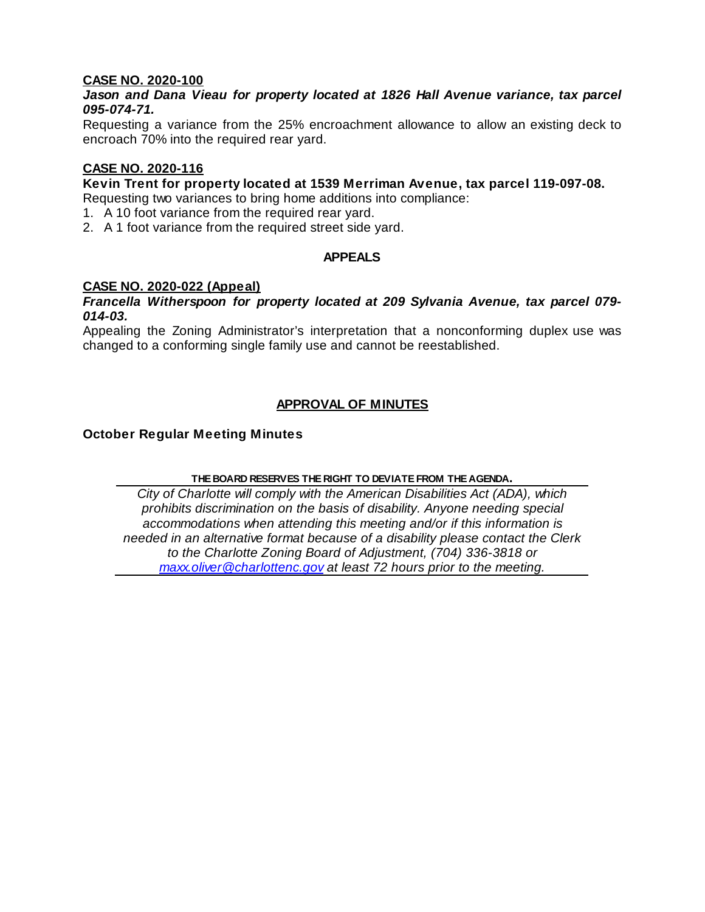**CASE NO. 2020-100**

***Jason and Dana Vieau for property located at 1826 Hall Avenue variance, tax parcel 095-074-71.***

Requesting a variance from the 25% encroachment allowance to allow an existing deck to encroach 70% into the required rear yard.

**CASE NO. 2020-116**

**Kevin Trent for property located at 1539 Merriman Avenue, tax parcel 119-097-08.**

Requesting two variances to bring home additions into compliance:

1. A 10 foot variance from the required rear yard.
2. A 1 foot variance from the required street side yard.

## APPEALS

**CASE NO. 2020-022 (Appeal)**

***Francella Witherspoon for property located at 209 Sylvania Avenue, tax parcel 079-014-03.***

Appealing the Zoning Administrator's interpretation that a nonconforming duplex use was changed to a conforming single family use and cannot be reestablished.

## APPROVAL OF MINUTES

**October Regular Meeting Minutes**

**THE BOARD RESERVES THE RIGHT TO DEVIATE FROM THE AGENDA.**

*City of Charlotte will comply with the American Disabilities Act (ADA), which prohibits discrimination on the basis of disability. Anyone needing special accommodations when attending this meeting and/or if this information is needed in an alternative format because of a disability please contact the Clerk to the Charlotte Zoning Board of Adjustment, (704) 336-3818 or maxx.oliver@charlottenc.gov at least 72 hours prior to the meeting.*